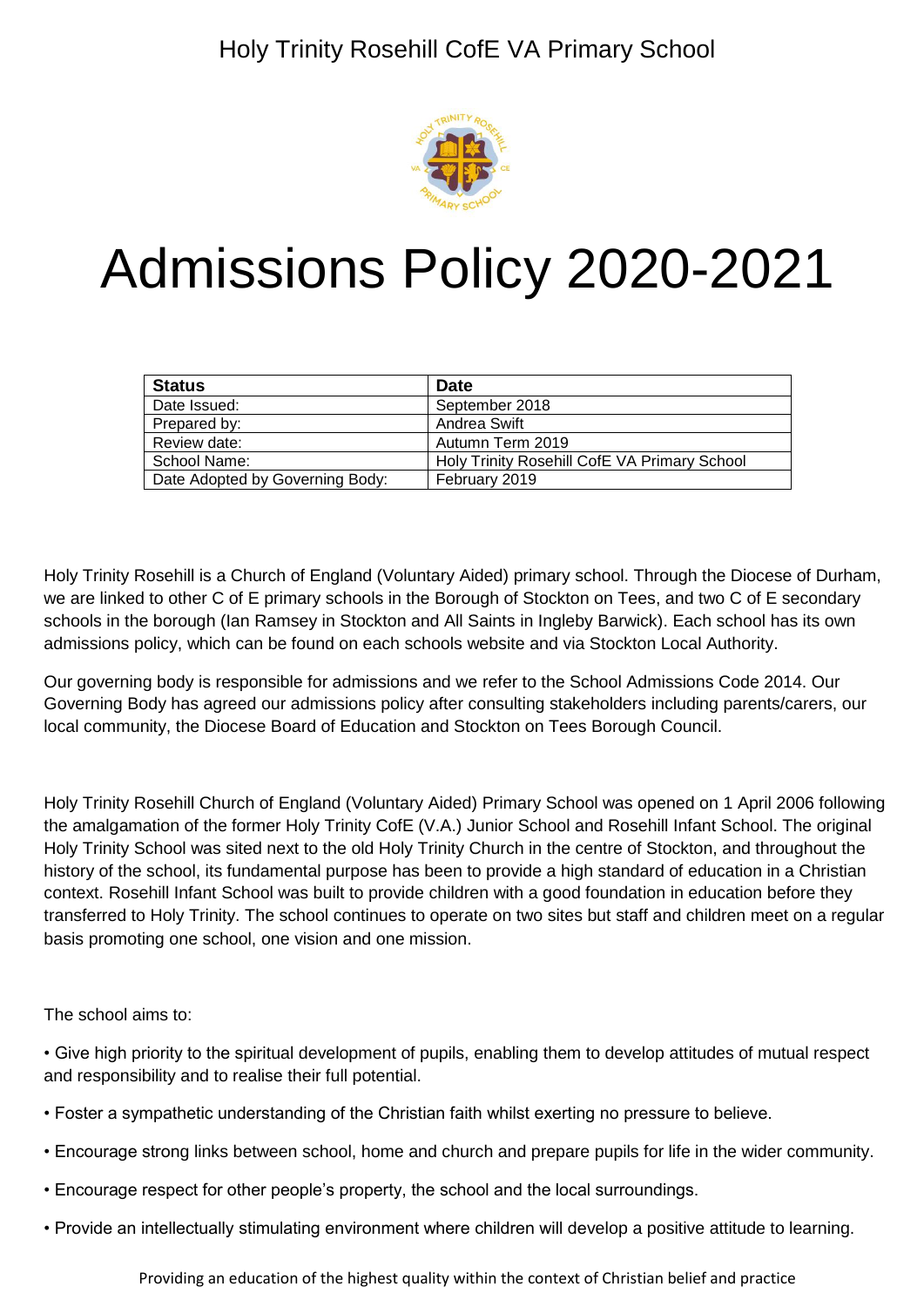Holy Trinity Rosehill CofE VA Primary School

# Admissions Policy 2020-2021

| Status | Date |
|---|---|
| Date Issued: | September 2018 |
| Prepared by: | Andrea Swift |
| Review date: | Autumn Term 2019 |
| School Name: | Holy Trinity Rosehill CofE VA Primary School |
| Date Adopted by Governing Body: | February 2019 |

Holy Trinity Rosehill is a Church of England (Voluntary Aided) primary school. Through the Diocese of Durham, we are linked to other C of E primary schools in the Borough of Stockton on Tees, and two C of E secondary schools in the borough (Ian Ramsey in Stockton and All Saints in Ingleby Barwick). Each school has its own admissions policy, which can be found on each schools website and via Stockton Local Authority.

Our governing body is responsible for admissions and we refer to the School Admissions Code 2014. Our Governing Body has agreed our admissions policy after consulting stakeholders including parents/carers, our local community, the Diocese Board of Education and Stockton on Tees Borough Council.

Holy Trinity Rosehill Church of England (Voluntary Aided) Primary School was opened on 1 April 2006 following the amalgamation of the former Holy Trinity CofE (V.A.) Junior School and Rosehill Infant School. The original Holy Trinity School was sited next to the old Holy Trinity Church in the centre of Stockton, and throughout the history of the school, its fundamental purpose has been to provide a high standard of education in a Christian context. Rosehill Infant School was built to provide children with a good foundation in education before they transferred to Holy Trinity. The school continues to operate on two sites but staff and children meet on a regular basis promoting one school, one vision and one mission.

The school aims to:

- Give high priority to the spiritual development of pupils, enabling them to develop attitudes of mutual respect and responsibility and to realise their full potential.
- Foster a sympathetic understanding of the Christian faith whilst exerting no pressure to believe.
- Encourage strong links between school, home and church and prepare pupils for life in the wider community.
- Encourage respect for other people's property, the school and the local surroundings.
- Provide an intellectually stimulating environment where children will develop a positive attitude to learning.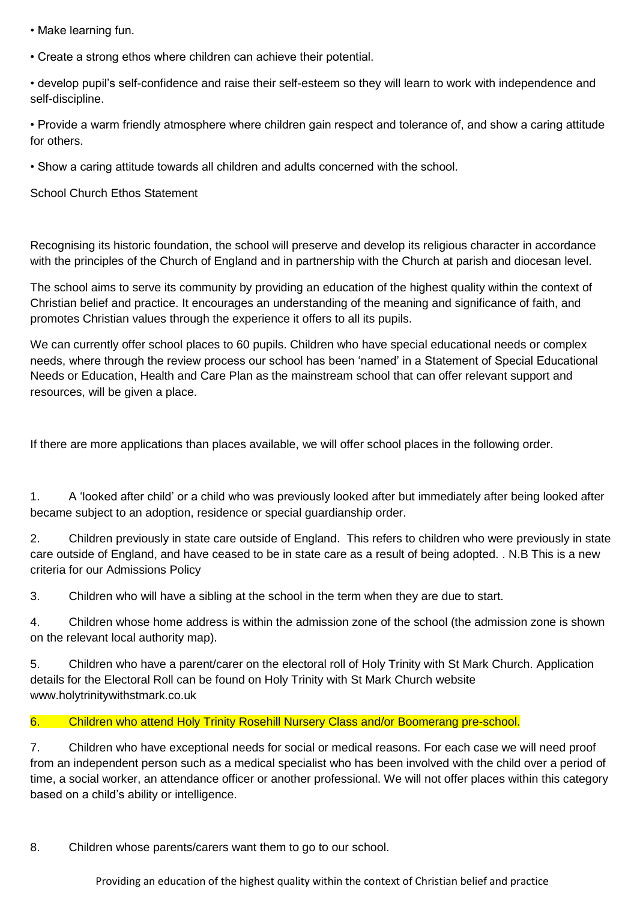- Make learning fun.
- Create a strong ethos where children can achieve their potential.
- develop pupil's self-confidence and raise their self-esteem so they will learn to work with independence and self-discipline.
- Provide a warm friendly atmosphere where children gain respect and tolerance of, and show a caring attitude for others.
- Show a caring attitude towards all children and adults concerned with the school.

School Church Ethos Statement

Recognising its historic foundation, the school will preserve and develop its religious character in accordance with the principles of the Church of England and in partnership with the Church at parish and diocesan level.

The school aims to serve its community by providing an education of the highest quality within the context of Christian belief and practice. It encourages an understanding of the meaning and significance of faith, and promotes Christian values through the experience it offers to all its pupils.

We can currently offer school places to 60 pupils. Children who have special educational needs or complex needs, where through the review process our school has been 'named' in a Statement of Special Educational Needs or Education, Health and Care Plan as the mainstream school that can offer relevant support and resources, will be given a place.

If there are more applications than places available, we will offer school places in the following order.

1. A 'looked after child' or a child who was previously looked after but immediately after being looked after became subject to an adoption, residence or special guardianship order.

2. Children previously in state care outside of England. This refers to children who were previously in state care outside of England, and have ceased to be in state care as a result of being adopted. . N.B This is a new criteria for our Admissions Policy

3. Children who will have a sibling at the school in the term when they are due to start.

4. Children whose home address is within the admission zone of the school (the admission zone is shown on the relevant local authority map).

5. Children who have a parent/carer on the electoral roll of Holy Trinity with St Mark Church. Application details for the Electoral Roll can be found on Holy Trinity with St Mark Church website www.holytrinitywithstmark.co.uk

6. Children who attend Holy Trinity Rosehill Nursery Class and/or Boomerang pre-school.

7. Children who have exceptional needs for social or medical reasons. For each case we will need proof from an independent person such as a medical specialist who has been involved with the child over a period of time, a social worker, an attendance officer or another professional. We will not offer places within this category based on a child's ability or intelligence.

8. Children whose parents/carers want them to go to our school.

Providing an education of the highest quality within the context of Christian belief and practice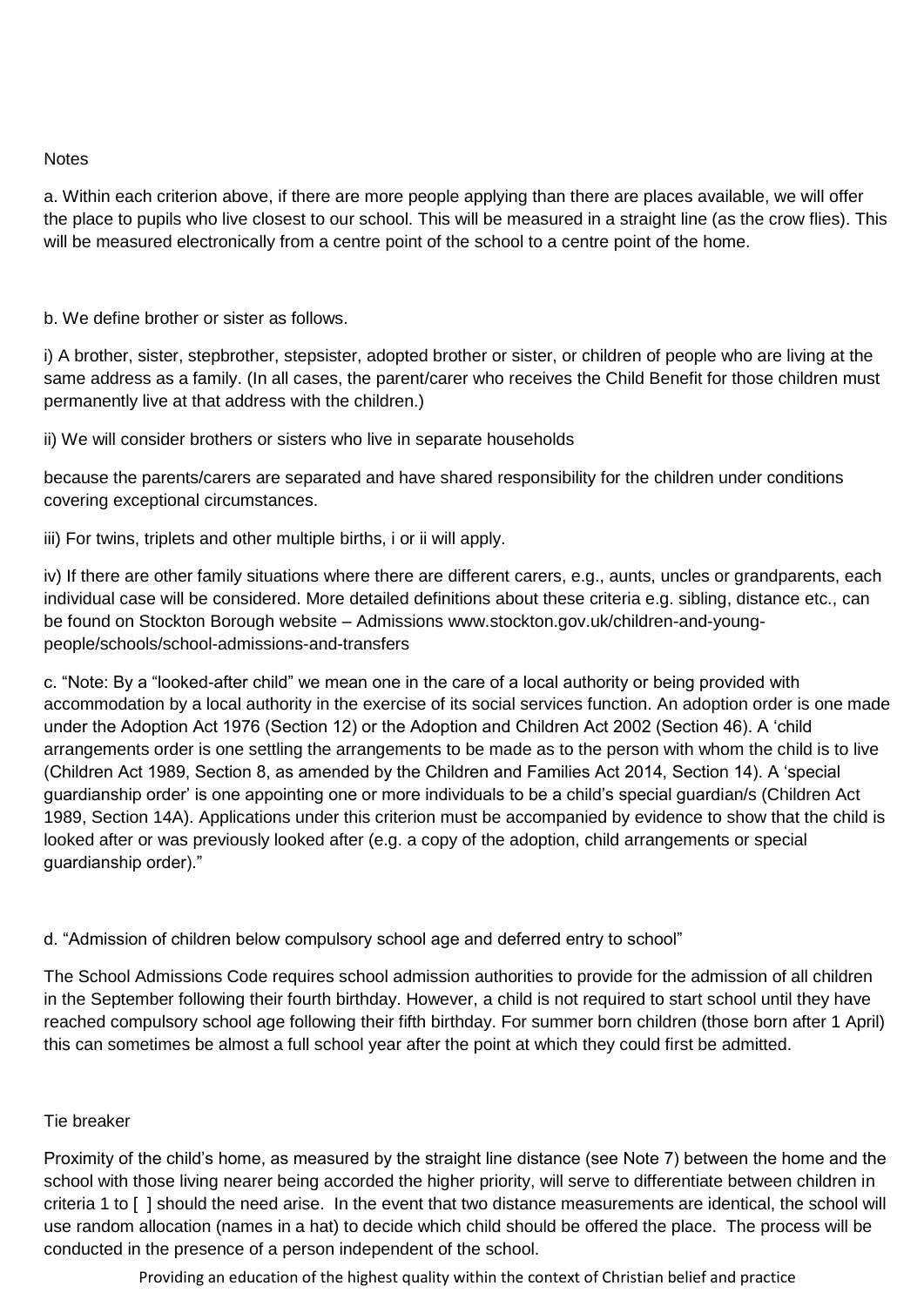Notes

a. Within each criterion above, if there are more people applying than there are places available, we will offer the place to pupils who live closest to our school. This will be measured in a straight line (as the crow flies). This will be measured electronically from a centre point of the school to a centre point of the home.

b. We define brother or sister as follows.

i) A brother, sister, stepbrother, stepsister, adopted brother or sister, or children of people who are living at the same address as a family. (In all cases, the parent/carer who receives the Child Benefit for those children must permanently live at that address with the children.)

ii) We will consider brothers or sisters who live in separate households

because the parents/carers are separated and have shared responsibility for the children under conditions covering exceptional circumstances.

iii) For twins, triplets and other multiple births, i or ii will apply.

iv) If there are other family situations where there are different carers, e.g., aunts, uncles or grandparents, each individual case will be considered. More detailed definitions about these criteria e.g. sibling, distance etc., can be found on Stockton Borough website – Admissions www.stockton.gov.uk/children-and-young-people/schools/school-admissions-and-transfers

c. "Note: By a "looked-after child" we mean one in the care of a local authority or being provided with accommodation by a local authority in the exercise of its social services function. An adoption order is one made under the Adoption Act 1976 (Section 12) or the Adoption and Children Act 2002 (Section 46). A 'child arrangements order is one settling the arrangements to be made as to the person with whom the child is to live (Children Act 1989, Section 8, as amended by the Children and Families Act 2014, Section 14). A 'special guardianship order' is one appointing one or more individuals to be a child's special guardian/s (Children Act 1989, Section 14A). Applications under this criterion must be accompanied by evidence to show that the child is looked after or was previously looked after (e.g. a copy of the adoption, child arrangements or special guardianship order)."

d. "Admission of children below compulsory school age and deferred entry to school"

The School Admissions Code requires school admission authorities to provide for the admission of all children in the September following their fourth birthday. However, a child is not required to start school until they have reached compulsory school age following their fifth birthday. For summer born children (those born after 1 April) this can sometimes be almost a full school year after the point at which they could first be admitted.

Tie breaker

Proximity of the child's home, as measured by the straight line distance (see Note 7) between the home and the school with those living nearer being accorded the higher priority, will serve to differentiate between children in criteria 1 to [ ] should the need arise. In the event that two distance measurements are identical, the school will use random allocation (names in a hat) to decide which child should be offered the place. The process will be conducted in the presence of a person independent of the school.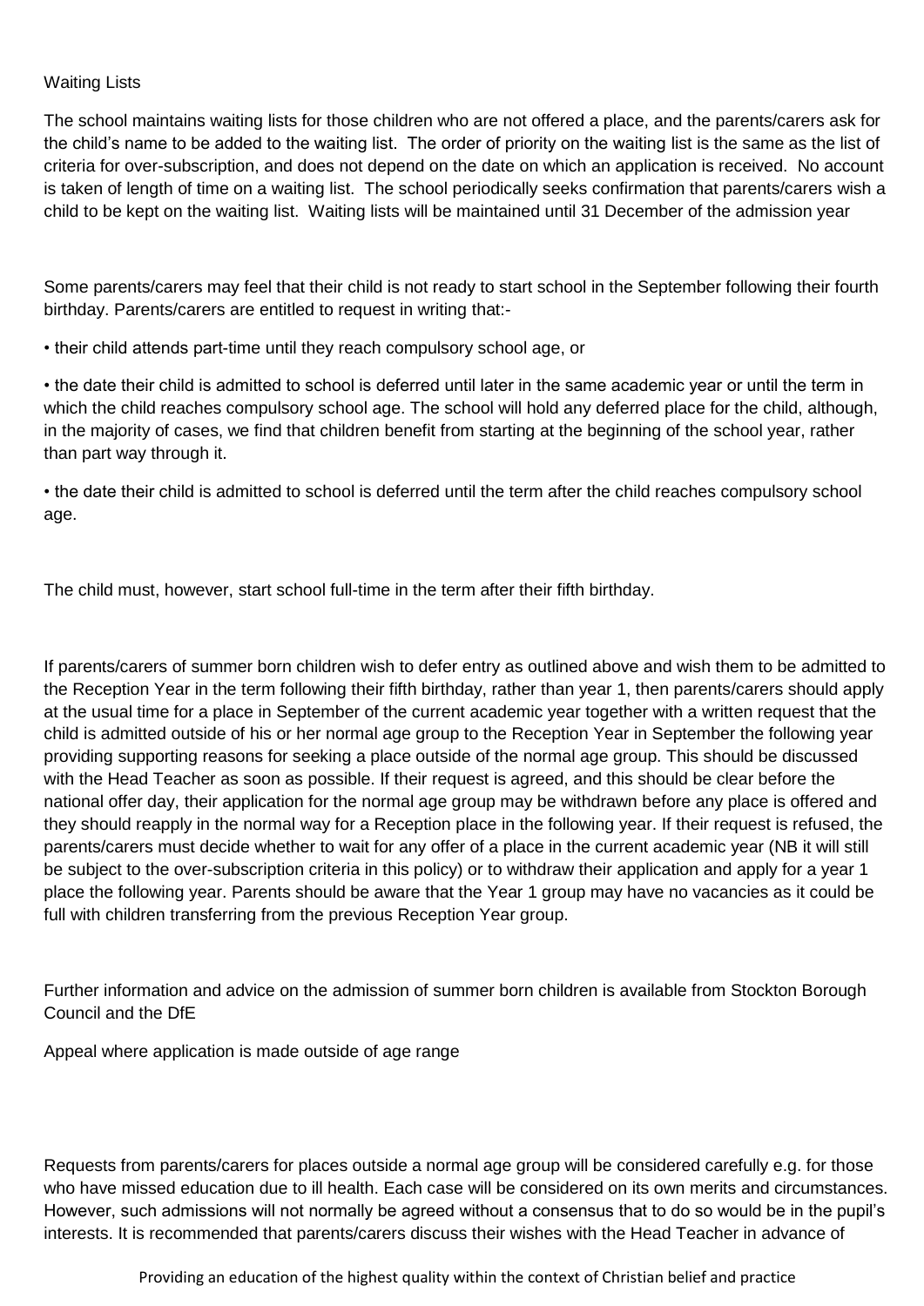## Waiting Lists

The school maintains waiting lists for those children who are not offered a place, and the parents/carers ask for the child's name to be added to the waiting list. The order of priority on the waiting list is the same as the list of criteria for over-subscription, and does not depend on the date on which an application is received. No account is taken of length of time on a waiting list. The school periodically seeks confirmation that parents/carers wish a child to be kept on the waiting list. Waiting lists will be maintained until 31 December of the admission year

Some parents/carers may feel that their child is not ready to start school in the September following their fourth birthday. Parents/carers are entitled to request in writing that:-

- their child attends part-time until they reach compulsory school age, or
- the date their child is admitted to school is deferred until later in the same academic year or until the term in which the child reaches compulsory school age. The school will hold any deferred place for the child, although, in the majority of cases, we find that children benefit from starting at the beginning of the school year, rather than part way through it.
- the date their child is admitted to school is deferred until the term after the child reaches compulsory school age.

The child must, however, start school full-time in the term after their fifth birthday.

If parents/carers of summer born children wish to defer entry as outlined above and wish them to be admitted to the Reception Year in the term following their fifth birthday, rather than year 1, then parents/carers should apply at the usual time for a place in September of the current academic year together with a written request that the child is admitted outside of his or her normal age group to the Reception Year in September the following year providing supporting reasons for seeking a place outside of the normal age group. This should be discussed with the Head Teacher as soon as possible. If their request is agreed, and this should be clear before the national offer day, their application for the normal age group may be withdrawn before any place is offered and they should reapply in the normal way for a Reception place in the following year. If their request is refused, the parents/carers must decide whether to wait for any offer of a place in the current academic year (NB it will still be subject to the over-subscription criteria in this policy) or to withdraw their application and apply for a year 1 place the following year. Parents should be aware that the Year 1 group may have no vacancies as it could be full with children transferring from the previous Reception Year group.

Further information and advice on the admission of summer born children is available from Stockton Borough Council and the DfE

## Appeal where application is made outside of age range

Requests from parents/carers for places outside a normal age group will be considered carefully e.g. for those who have missed education due to ill health. Each case will be considered on its own merits and circumstances. However, such admissions will not normally be agreed without a consensus that to do so would be in the pupil's interests. It is recommended that parents/carers discuss their wishes with the Head Teacher in advance of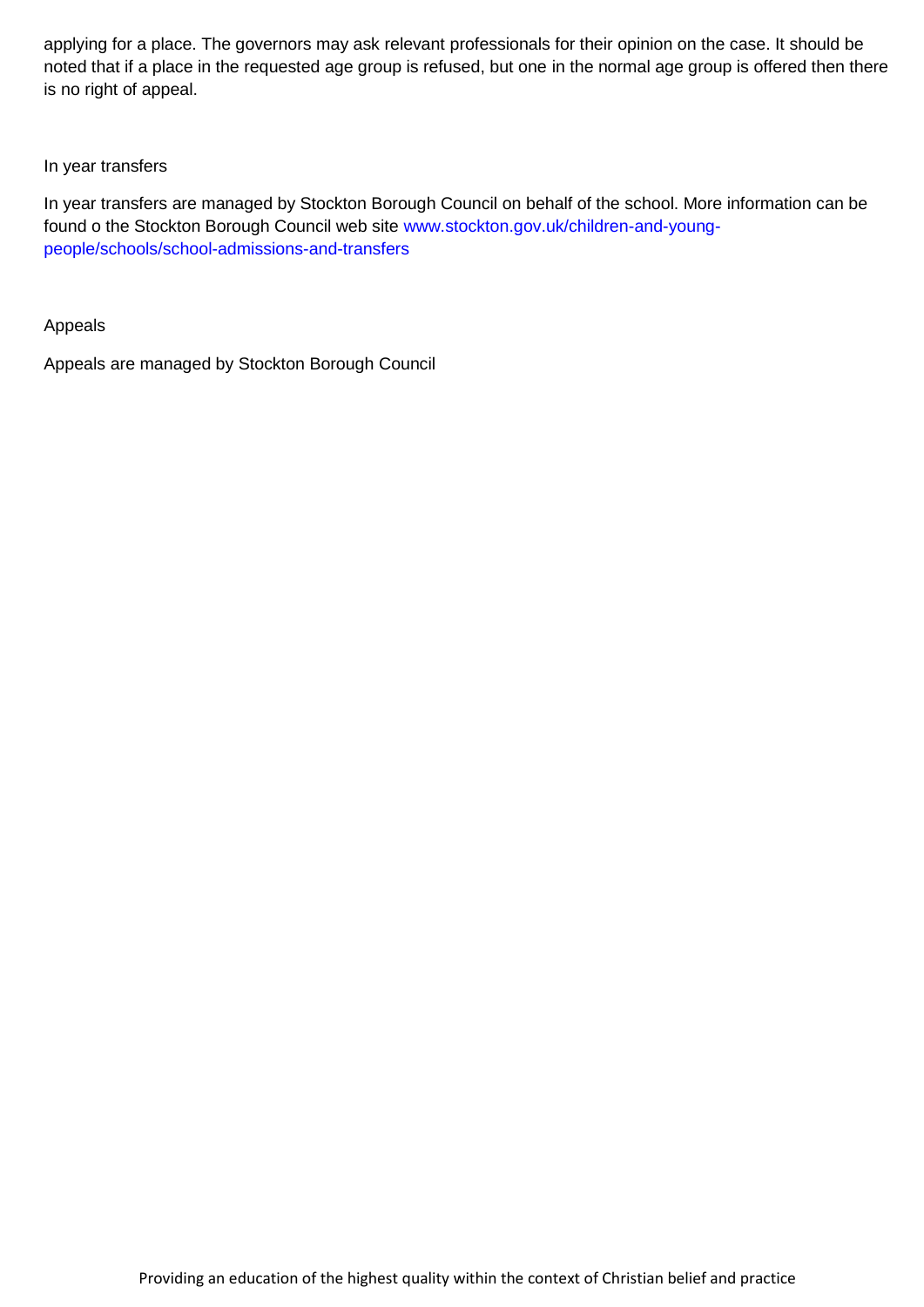applying for a place. The governors may ask relevant professionals for their opinion on the case. It should be noted that if a place in the requested age group is refused, but one in the normal age group is offered then there is no right of appeal.

## In year transfers

In year transfers are managed by Stockton Borough Council on behalf of the school. More information can be found o the Stockton Borough Council web site www.stockton.gov.uk/children-and-young-people/schools/school-admissions-and-transfers

## Appeals

Appeals are managed by Stockton Borough Council